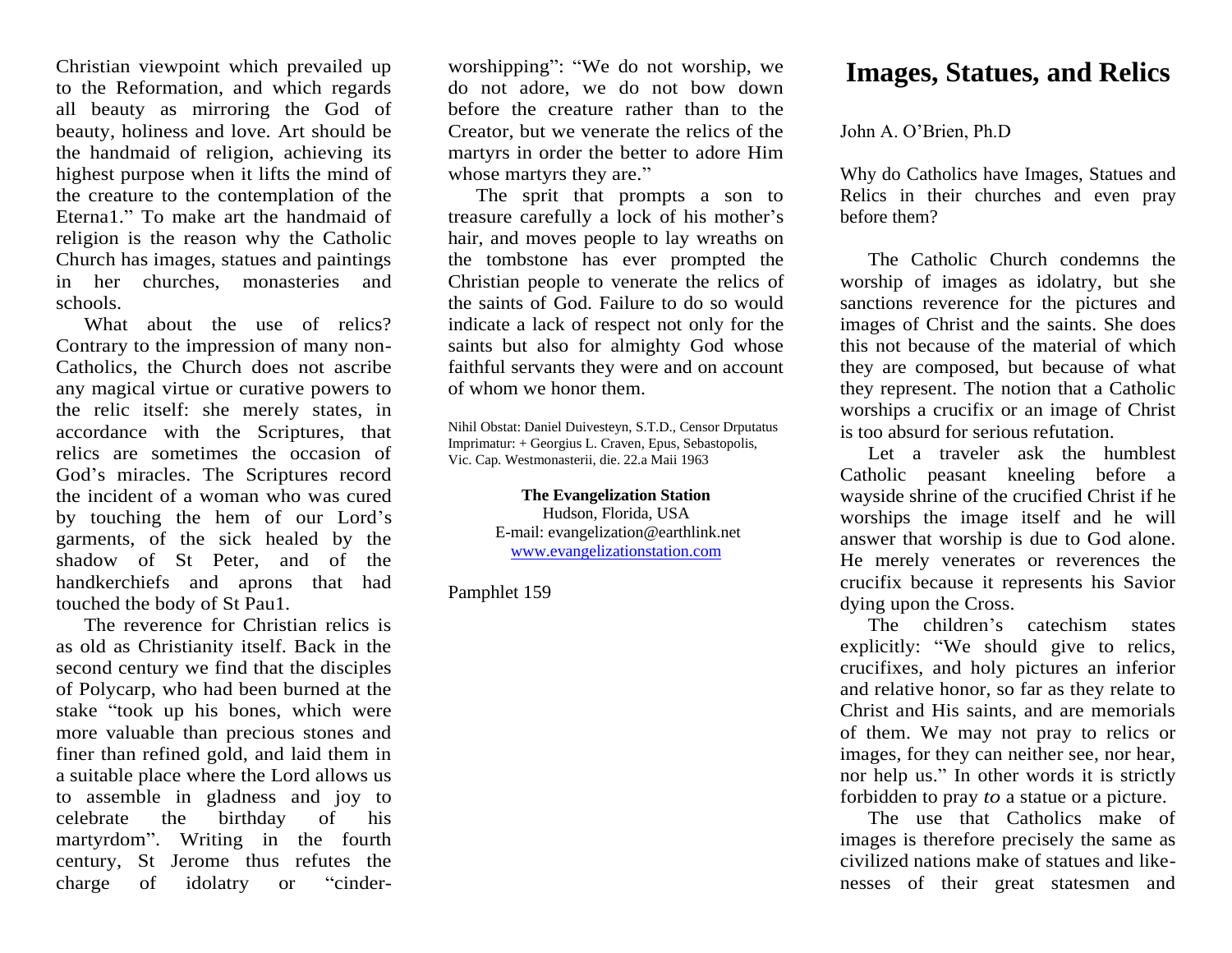# Images, Statues, and Relics

John A. O'Brien, Ph.D

Why do Catholics have Images, Statues and Relics in their churches and even pray before them?

The Catholic Church condemns the worship of images as idolatry, but she sanctions reverence for the pictures and images of Christ and the saints. She does this not because of the material of which they are composed, but because of what they represent. The notion that a Catholic worships a crucifix or an image of Christ is too absurd for serious refutation.

Let a traveler ask the humblest Catholic peasant kneeling before a wayside shrine of the crucified Christ if he worships the image itself and he will answer that worship is due to God alone. He merely venerates or reverences the crucifix because it represents his Savior dying upon the Cross.

The children's catechism states explicitly: "We should give to relics, crucifixes, and holy pictures an inferior and relative honor, so far as they relate to Christ and His saints, and are memorials of them. We may not pray to relics or images, for they can neither see, nor hear, nor help us." In other words it is strictly forbidden to pray *to* a statue or a picture.

The use that Catholics make of images is therefore precisely the same as civilized nations make of statues and like-nesses of their great statesmen and

Christian viewpoint which prevailed up to the Reformation, and which regards all beauty as mirroring the God of beauty, holiness and love. Art should be the handmaid of religion, achieving its highest purpose when it lifts the mind of the creature to the contemplation of the Eterna1." To make art the handmaid of religion is the reason why the Catholic Church has images, statues and paintings in her churches, monasteries and schools.

What about the use of relics? Contrary to the impression of many non-Catholics, the Church does not ascribe any magical virtue or curative powers to the relic itself: she merely states, in accordance with the Scriptures, that relics are sometimes the occasion of God's miracles. The Scriptures record the incident of a woman who was cured by touching the hem of our Lord's garments, of the sick healed by the shadow of St Peter, and of the handkerchiefs and aprons that had touched the body of St Pau1.

The reverence for Christian relics is as old as Christianity itself. Back in the second century we find that the disciples of Polycarp, who had been burned at the stake "took up his bones, which were more valuable than precious stones and finer than refined gold, and laid them in a suitable place where the Lord allows us to assemble in gladness and joy to celebrate the birthday of his martyrdom". Writing in the fourth century, St Jerome thus refutes the charge of idolatry or "cinder-worshipping": "We do not worship, we do not adore, we do not bow down before the creature rather than to the Creator, but we venerate the relics of the martyrs in order the better to adore Him whose martyrs they are."

The sprit that prompts a son to treasure carefully a lock of his mother's hair, and moves people to lay wreaths on the tombstone has ever prompted the Christian people to venerate the relics of the saints of God. Failure to do so would indicate a lack of respect not only for the saints but also for almighty God whose faithful servants they were and on account of whom we honor them.

Nihil Obstat: Daniel Duivesteyn, S.T.D., Censor Drputatus
Imprimatur: + Georgius L. Craven, Epus, Sebastopolis, Vic. Cap. Westmonasterii, die. 22.a Maii 1963

**The Evangelization Station**
Hudson, Florida, USA
E-mail: evangelization@earthlink.net
www.evangelizationstation.com

Pamphlet 159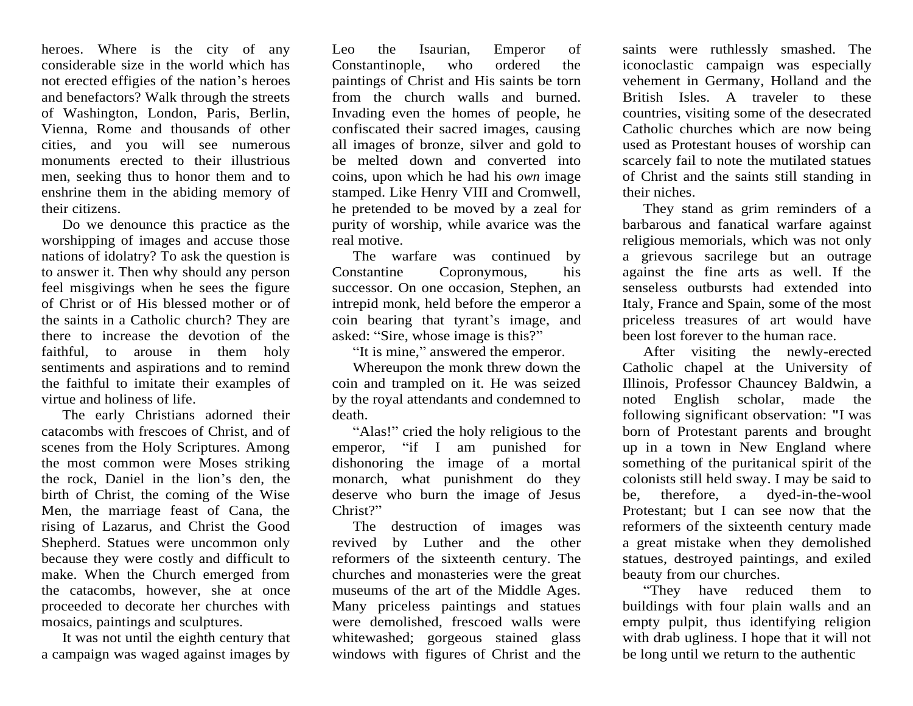heroes. Where is the city of any considerable size in the world which has not erected effigies of the nation's heroes and benefactors? Walk through the streets of Washington, London, Paris, Berlin, Vienna, Rome and thousands of other cities, and you will see numerous monuments erected to their illustrious men, seeking thus to honor them and to enshrine them in the abiding memory of their citizens.

Do we denounce this practice as the worshipping of images and accuse those nations of idolatry? To ask the question is to answer it. Then why should any person feel misgivings when he sees the figure of Christ or of His blessed mother or of the saints in a Catholic church? They are there to increase the devotion of the faithful, to arouse in them holy sentiments and aspirations and to remind the faithful to imitate their examples of virtue and holiness of life.

The early Christians adorned their catacombs with frescoes of Christ, and of scenes from the Holy Scriptures. Among the most common were Moses striking the rock, Daniel in the lion's den, the birth of Christ, the coming of the Wise Men, the marriage feast of Cana, the rising of Lazarus, and Christ the Good Shepherd. Statues were uncommon only because they were costly and difficult to make. When the Church emerged from the catacombs, however, she at once proceeded to decorate her churches with mosaics, paintings and sculptures.

It was not until the eighth century that a campaign was waged against images by Leo the Isaurian, Emperor of Constantinople, who ordered the paintings of Christ and His saints be torn from the church walls and burned. Invading even the homes of people, he confiscated their sacred images, causing all images of bronze, silver and gold to be melted down and converted into coins, upon which he had his *own* image stamped. Like Henry VIII and Cromwell, he pretended to be moved by a zeal for purity of worship, while avarice was the real motive.

The warfare was continued by Constantine Copronymous, his successor. On one occasion, Stephen, an intrepid monk, held before the emperor a coin bearing that tyrant's image, and asked: "Sire, whose image is this?"

"It is mine," answered the emperor.

Whereupon the monk threw down the coin and trampled on it. He was seized by the royal attendants and condemned to death.

"Alas!" cried the holy religious to the emperor, "if I am punished for dishonoring the image of a mortal monarch, what punishment do they deserve who burn the image of Jesus Christ?"

The destruction of images was revived by Luther and the other reformers of the sixteenth century. The churches and monasteries were the great museums of the art of the Middle Ages. Many priceless paintings and statues were demolished, frescoed walls were whitewashed; gorgeous stained glass windows with figures of Christ and the saints were ruthlessly smashed. The iconoclastic campaign was especially vehement in Germany, Holland and the British Isles. A traveler to these countries, visiting some of the desecrated Catholic churches which are now being used as Protestant houses of worship can scarcely fail to note the mutilated statues of Christ and the saints still standing in their niches.

They stand as grim reminders of a barbarous and fanatical warfare against religious memorials, which was not only a grievous sacrilege but an outrage against the fine arts as well. If the senseless outbursts had extended into Italy, France and Spain, some of the most priceless treasures of art would have been lost forever to the human race.

After visiting the newly-erected Catholic chapel at the University of Illinois, Professor Chauncey Baldwin, a noted English scholar, made the following significant observation: "I was born of Protestant parents and brought up in a town in New England where something of the puritanical spirit of the colonists still held sway. I may be said to be, therefore, a dyed-in-the-wool Protestant; but I can see now that the reformers of the sixteenth century made a great mistake when they demolished statues, destroyed paintings, and exiled beauty from our churches.

"They have reduced them to buildings with four plain walls and an empty pulpit, thus identifying religion with drab ugliness. I hope that it will not be long until we return to the authentic